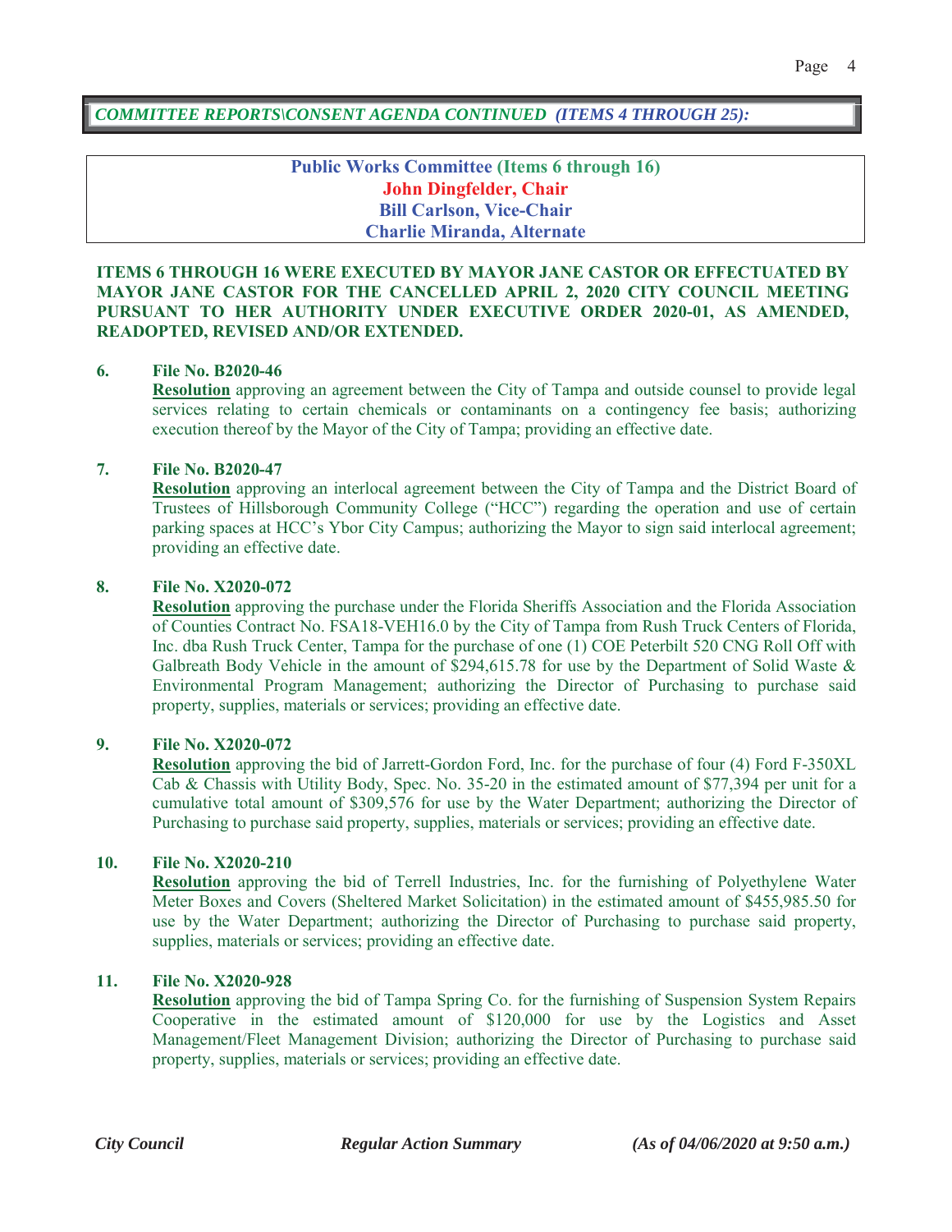***COMMITTEE REPORTS\CONSENT AGENDA CONTINUED (ITEMS 4 THROUGH 25):***

**Public Works Committee (Items 6 through 16)**
**John Dingfelder, Chair**
**Bill Carlson, Vice-Chair**
**Charlie Miranda, Alternate**

**ITEMS 6 THROUGH 16 WERE EXECUTED BY MAYOR JANE CASTOR OR EFFECTUATED BY MAYOR JANE CASTOR FOR THE CANCELLED APRIL 2, 2020 CITY COUNCIL MEETING PURSUANT TO HER AUTHORITY UNDER EXECUTIVE ORDER 2020-01, AS AMENDED, READOPTED, REVISED AND/OR EXTENDED.**

**6. File No. B2020-46**
**Resolution** approving an agreement between the City of Tampa and outside counsel to provide legal services relating to certain chemicals or contaminants on a contingency fee basis; authorizing execution thereof by the Mayor of the City of Tampa; providing an effective date.

**7. File No. B2020-47**
**Resolution** approving an interlocal agreement between the City of Tampa and the District Board of Trustees of Hillsborough Community College ("HCC") regarding the operation and use of certain parking spaces at HCC's Ybor City Campus; authorizing the Mayor to sign said interlocal agreement; providing an effective date.

**8. File No. X2020-072**
**Resolution** approving the purchase under the Florida Sheriffs Association and the Florida Association of Counties Contract No. FSA18-VEH16.0 by the City of Tampa from Rush Truck Centers of Florida, Inc. dba Rush Truck Center, Tampa for the purchase of one (1) COE Peterbilt 520 CNG Roll Off with Galbreath Body Vehicle in the amount of $294,615.78 for use by the Department of Solid Waste & Environmental Program Management; authorizing the Director of Purchasing to purchase said property, supplies, materials or services; providing an effective date.

**9. File No. X2020-072**
**Resolution** approving the bid of Jarrett-Gordon Ford, Inc. for the purchase of four (4) Ford F-350XL Cab & Chassis with Utility Body, Spec. No. 35-20 in the estimated amount of $77,394 per unit for a cumulative total amount of $309,576 for use by the Water Department; authorizing the Director of Purchasing to purchase said property, supplies, materials or services; providing an effective date.

**10. File No. X2020-210**
**Resolution** approving the bid of Terrell Industries, Inc. for the furnishing of Polyethylene Water Meter Boxes and Covers (Sheltered Market Solicitation) in the estimated amount of $455,985.50 for use by the Water Department; authorizing the Director of Purchasing to purchase said property, supplies, materials or services; providing an effective date.

**11. File No. X2020-928**
**Resolution** approving the bid of Tampa Spring Co. for the furnishing of Suspension System Repairs Cooperative in the estimated amount of $120,000 for use by the Logistics and Asset Management/Fleet Management Division; authorizing the Director of Purchasing to purchase said property, supplies, materials or services; providing an effective date.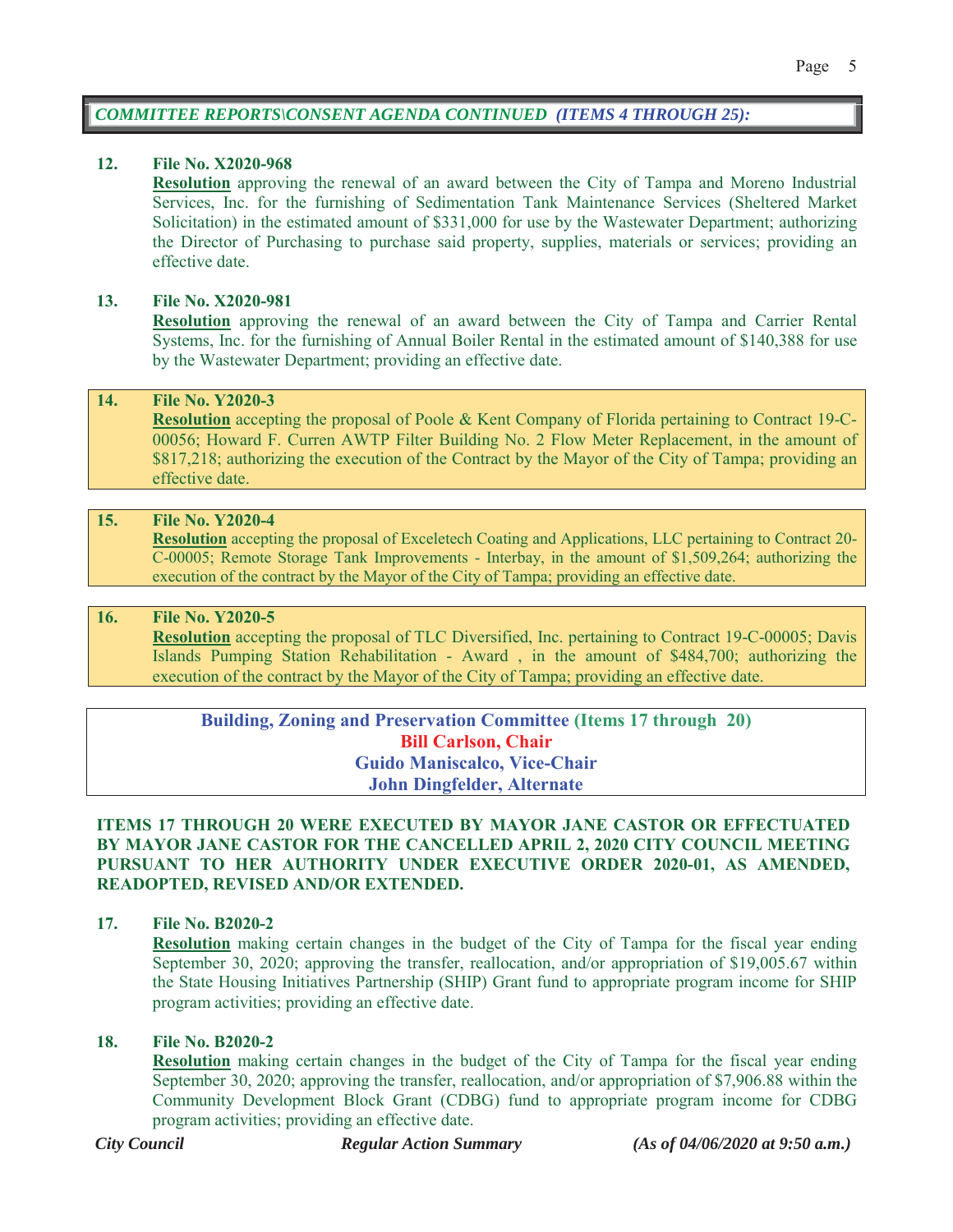***COMMITTEE REPORTS\CONSENT AGENDA CONTINUED (ITEMS 4 THROUGH 25):***

**12. File No. X2020-968**

**Resolution** approving the renewal of an award between the City of Tampa and Moreno Industrial Services, Inc. for the furnishing of Sedimentation Tank Maintenance Services (Sheltered Market Solicitation) in the estimated amount of $331,000 for use by the Wastewater Department; authorizing the Director of Purchasing to purchase said property, supplies, materials or services; providing an effective date.

**13. File No. X2020-981**

**Resolution** approving the renewal of an award between the City of Tampa and Carrier Rental Systems, Inc. for the furnishing of Annual Boiler Rental in the estimated amount of $140,388 for use by the Wastewater Department; providing an effective date.

**14. File No. Y2020-3**

**Resolution** accepting the proposal of Poole & Kent Company of Florida pertaining to Contract 19-C-00056; Howard F. Curren AWTP Filter Building No. 2 Flow Meter Replacement, in the amount of $817,218; authorizing the execution of the Contract by the Mayor of the City of Tampa; providing an effective date.

**15. File No. Y2020-4**

**Resolution** accepting the proposal of Exceletech Coating and Applications, LLC pertaining to Contract 20-C-00005; Remote Storage Tank Improvements - Interbay, in the amount of $1,509,264; authorizing the execution of the contract by the Mayor of the City of Tampa; providing an effective date.

**16. File No. Y2020-5**

**Resolution** accepting the proposal of TLC Diversified, Inc. pertaining to Contract 19-C-00005; Davis Islands Pumping Station Rehabilitation - Award , in the amount of $484,700; authorizing the execution of the contract by the Mayor of the City of Tampa; providing an effective date.

**Building, Zoning and Preservation Committee (Items 17 through 20)**
**Bill Carlson, Chair**
**Guido Maniscalco, Vice-Chair**
**John Dingfelder, Alternate**

**ITEMS 17 THROUGH 20 WERE EXECUTED BY MAYOR JANE CASTOR OR EFFECTUATED BY MAYOR JANE CASTOR FOR THE CANCELLED APRIL 2, 2020 CITY COUNCIL MEETING PURSUANT TO HER AUTHORITY UNDER EXECUTIVE ORDER 2020-01, AS AMENDED, READOPTED, REVISED AND/OR EXTENDED.**

**17. File No. B2020-2**

**Resolution** making certain changes in the budget of the City of Tampa for the fiscal year ending September 30, 2020; approving the transfer, reallocation, and/or appropriation of $19,005.67 within the State Housing Initiatives Partnership (SHIP) Grant fund to appropriate program income for SHIP program activities; providing an effective date.

**18. File No. B2020-2**

**Resolution** making certain changes in the budget of the City of Tampa for the fiscal year ending September 30, 2020; approving the transfer, reallocation, and/or appropriation of $7,906.88 within the Community Development Block Grant (CDBG) fund to appropriate program income for CDBG program activities; providing an effective date.